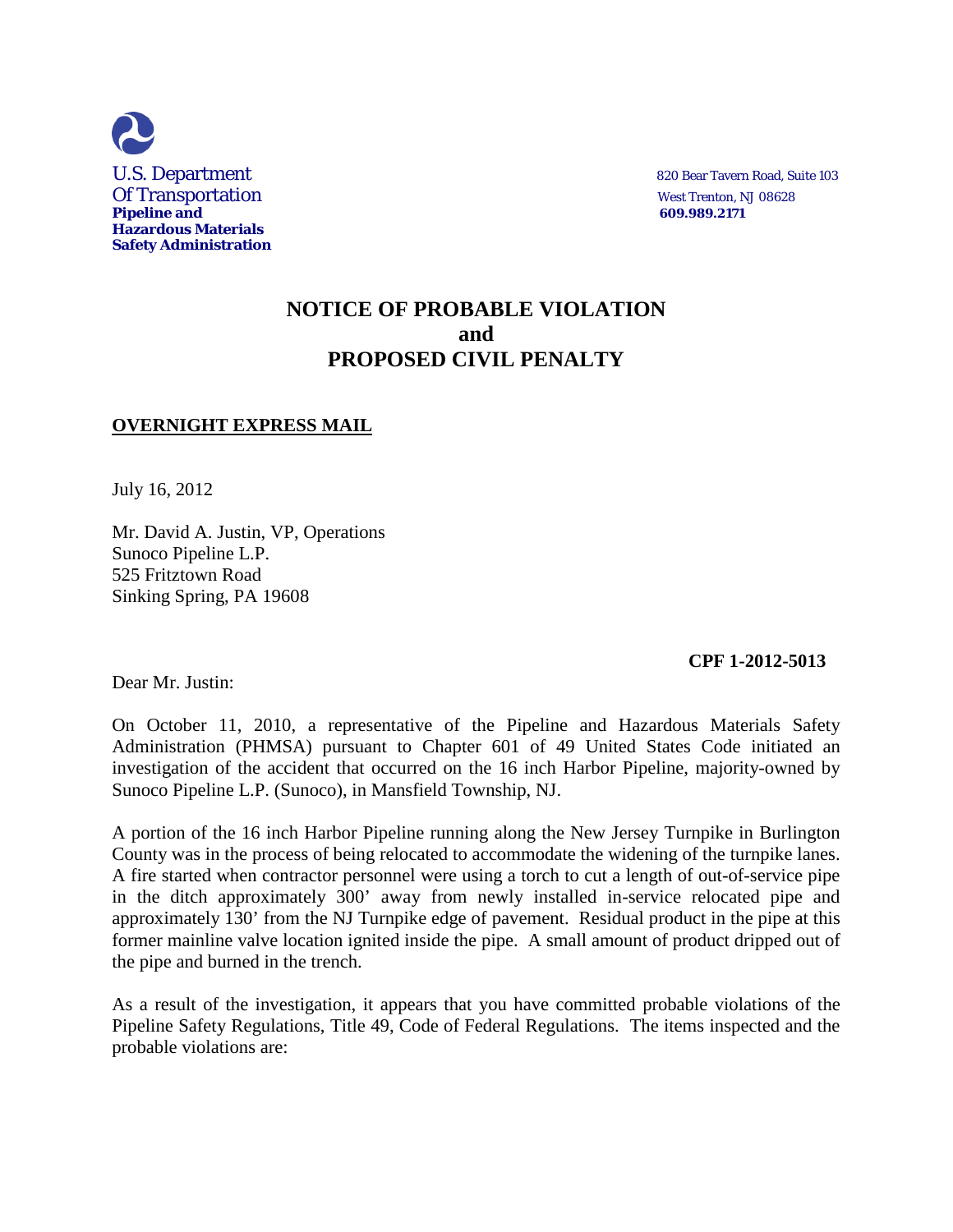U.S. Department
Of Transportation
**Pipeline and Hazardous Materials Safety Administration**

820 Bear Tavern Road, Suite 103
West Trenton, NJ 08628
**609.989.2171**

# NOTICE OF PROBABLE VIOLATION and PROPOSED CIVIL PENALTY

**OVERNIGHT EXPRESS MAIL**

July 16, 2012

Mr. David A. Justin, VP, Operations
Sunoco Pipeline L.P.
525 Fritztown Road
Sinking Spring, PA 19608

**CPF 1-2012-5013**

Dear Mr. Justin:

On October 11, 2010, a representative of the Pipeline and Hazardous Materials Safety Administration (PHMSA) pursuant to Chapter 601 of 49 United States Code initiated an investigation of the accident that occurred on the 16 inch Harbor Pipeline, majority-owned by Sunoco Pipeline L.P. (Sunoco), in Mansfield Township, NJ.

A portion of the 16 inch Harbor Pipeline running along the New Jersey Turnpike in Burlington County was in the process of being relocated to accommodate the widening of the turnpike lanes. A fire started when contractor personnel were using a torch to cut a length of out-of-service pipe in the ditch approximately 300' away from newly installed in-service relocated pipe and approximately 130' from the NJ Turnpike edge of pavement. Residual product in the pipe at this former mainline valve location ignited inside the pipe. A small amount of product dripped out of the pipe and burned in the trench.

As a result of the investigation, it appears that you have committed probable violations of the Pipeline Safety Regulations, Title 49, Code of Federal Regulations. The items inspected and the probable violations are: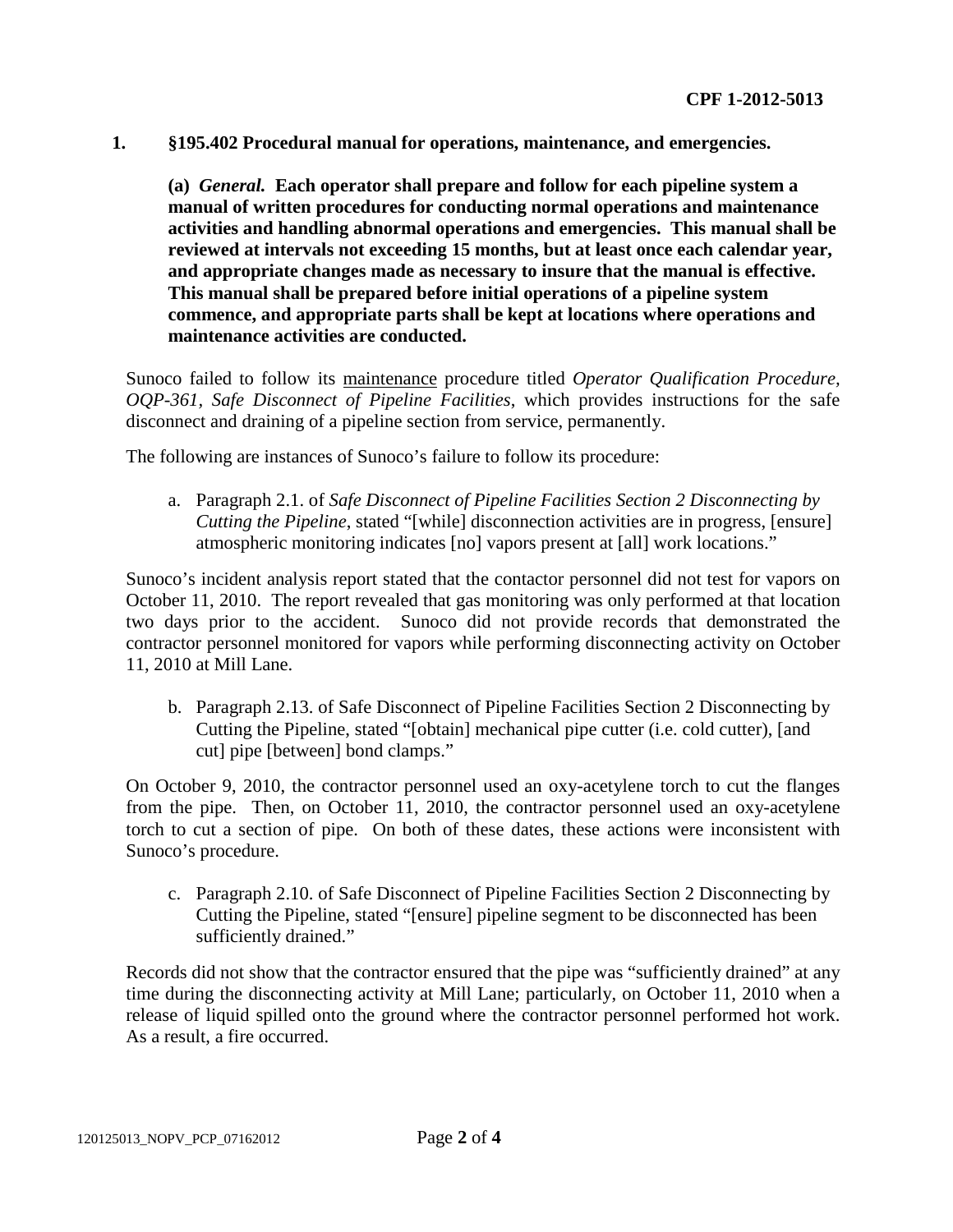**CPF 1-2012-5013**

**1. §195.402 Procedural manual for operations, maintenance, and emergencies.**

**(a) *General.* Each operator shall prepare and follow for each pipeline system a manual of written procedures for conducting normal operations and maintenance activities and handling abnormal operations and emergencies. This manual shall be reviewed at intervals not exceeding 15 months, but at least once each calendar year, and appropriate changes made as necessary to insure that the manual is effective. This manual shall be prepared before initial operations of a pipeline system commence, and appropriate parts shall be kept at locations where operations and maintenance activities are conducted.**

Sunoco failed to follow its <u>maintenance</u> procedure titled *Operator Qualification Procedure, OQP-361, Safe Disconnect of Pipeline Facilities*, which provides instructions for the safe disconnect and draining of a pipeline section from service, permanently.

The following are instances of Sunoco's failure to follow its procedure:

a. Paragraph 2.1. of *Safe Disconnect of Pipeline Facilities Section 2 Disconnecting by Cutting the Pipeline*, stated "[while] disconnection activities are in progress, [ensure] atmospheric monitoring indicates [no] vapors present at [all] work locations."

Sunoco's incident analysis report stated that the contactor personnel did not test for vapors on October 11, 2010. The report revealed that gas monitoring was only performed at that location two days prior to the accident. Sunoco did not provide records that demonstrated the contractor personnel monitored for vapors while performing disconnecting activity on October 11, 2010 at Mill Lane.

b. Paragraph 2.13. of Safe Disconnect of Pipeline Facilities Section 2 Disconnecting by Cutting the Pipeline, stated "[obtain] mechanical pipe cutter (i.e. cold cutter), [and cut] pipe [between] bond clamps."

On October 9, 2010, the contractor personnel used an oxy-acetylene torch to cut the flanges from the pipe. Then, on October 11, 2010, the contractor personnel used an oxy-acetylene torch to cut a section of pipe. On both of these dates, these actions were inconsistent with Sunoco's procedure.

c. Paragraph 2.10. of Safe Disconnect of Pipeline Facilities Section 2 Disconnecting by Cutting the Pipeline, stated "[ensure] pipeline segment to be disconnected has been sufficiently drained."

Records did not show that the contractor ensured that the pipe was "sufficiently drained" at any time during the disconnecting activity at Mill Lane; particularly, on October 11, 2010 when a release of liquid spilled onto the ground where the contractor personnel performed hot work. As a result, a fire occurred.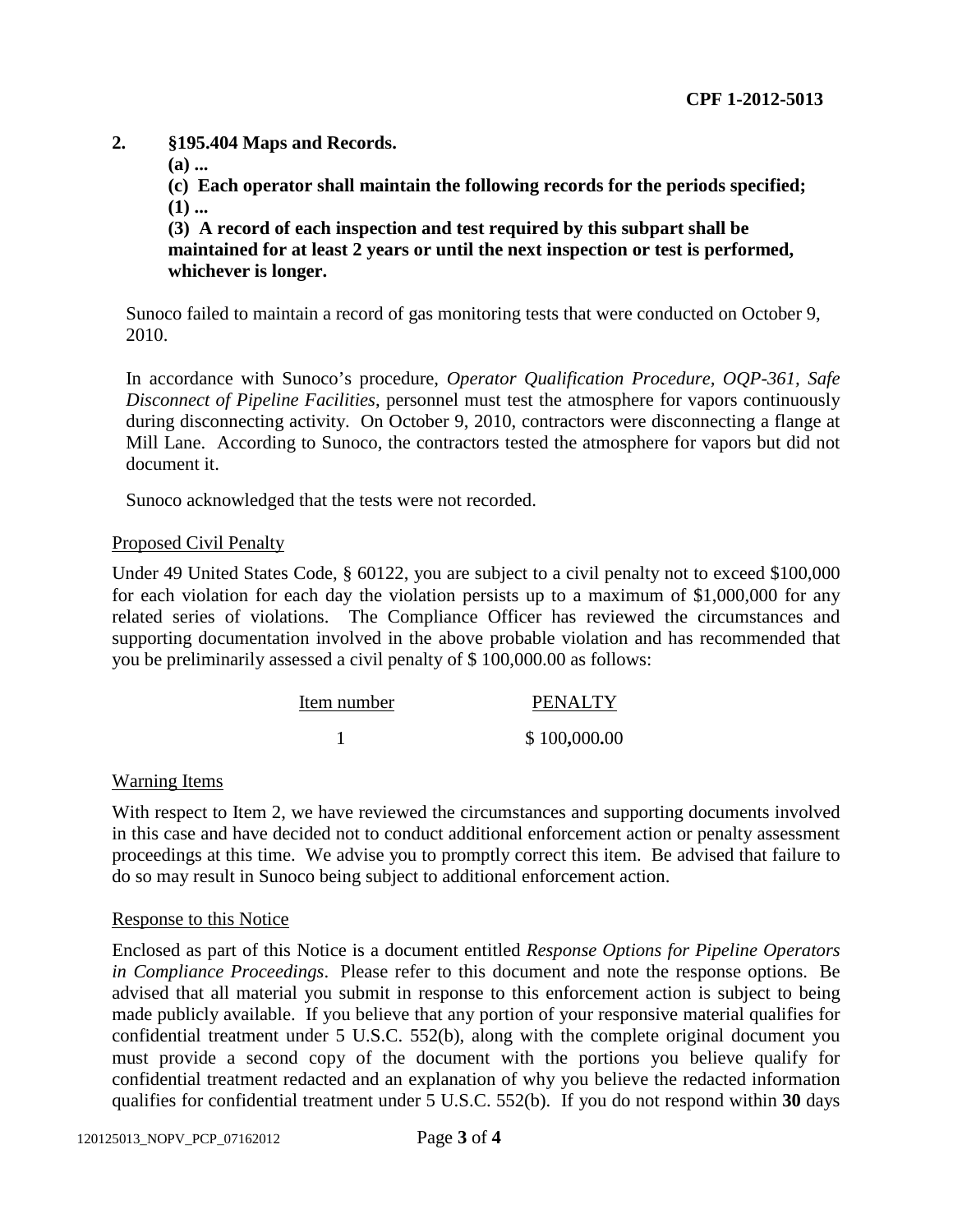**2. §195.404 Maps and Records.**

**(a) ...**

**(c) Each operator shall maintain the following records for the periods specified;**

**(1) ...**

**(3) A record of each inspection and test required by this subpart shall be maintained for at least 2 years or until the next inspection or test is performed, whichever is longer.**

Sunoco failed to maintain a record of gas monitoring tests that were conducted on October 9, 2010.

In accordance with Sunoco's procedure, *Operator Qualification Procedure, OQP-361, Safe Disconnect of Pipeline Facilities*, personnel must test the atmosphere for vapors continuously during disconnecting activity. On October 9, 2010, contractors were disconnecting a flange at Mill Lane. According to Sunoco, the contractors tested the atmosphere for vapors but did not document it.

Sunoco acknowledged that the tests were not recorded.

Proposed Civil Penalty

Under 49 United States Code, § 60122, you are subject to a civil penalty not to exceed $100,000 for each violation for each day the violation persists up to a maximum of $1,000,000 for any related series of violations. The Compliance Officer has reviewed the circumstances and supporting documentation involved in the above probable violation and has recommended that you be preliminarily assessed a civil penalty of $ 100,000.00 as follows:

| Item number | PENALTY |
|---|---|
| 1 | $ 100,000.00 |

Warning Items

With respect to Item 2, we have reviewed the circumstances and supporting documents involved in this case and have decided not to conduct additional enforcement action or penalty assessment proceedings at this time. We advise you to promptly correct this item. Be advised that failure to do so may result in Sunoco being subject to additional enforcement action.

Response to this Notice

Enclosed as part of this Notice is a document entitled *Response Options for Pipeline Operators in Compliance Proceedings*. Please refer to this document and note the response options. Be advised that all material you submit in response to this enforcement action is subject to being made publicly available. If you believe that any portion of your responsive material qualifies for confidential treatment under 5 U.S.C. 552(b), along with the complete original document you must provide a second copy of the document with the portions you believe qualify for confidential treatment redacted and an explanation of why you believe the redacted information qualifies for confidential treatment under 5 U.S.C. 552(b). If you do not respond within **30** days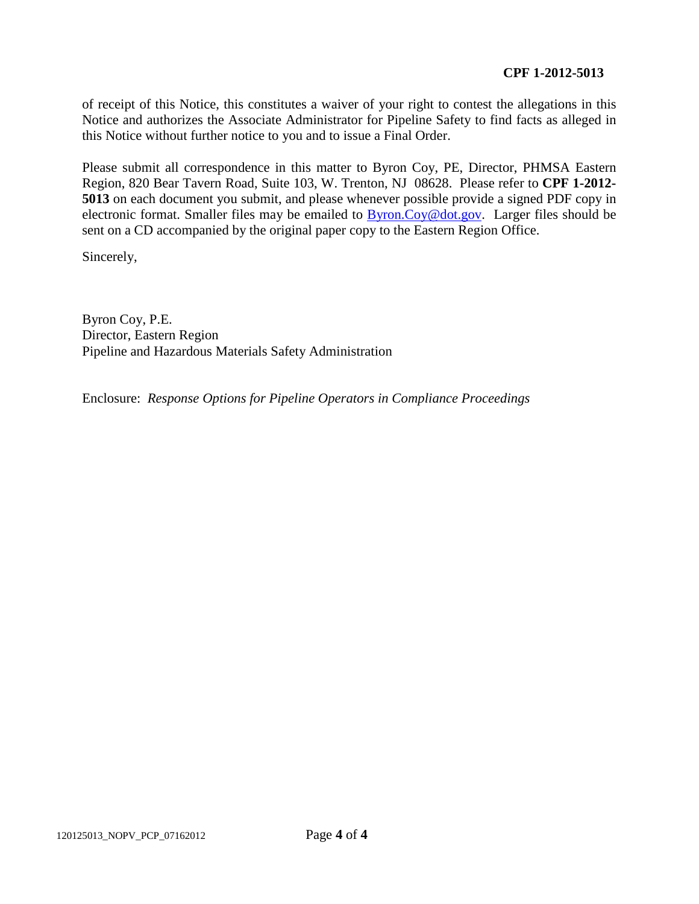of receipt of this Notice, this constitutes a waiver of your right to contest the allegations in this Notice and authorizes the Associate Administrator for Pipeline Safety to find facts as alleged in this Notice without further notice to you and to issue a Final Order.

Please submit all correspondence in this matter to Byron Coy, PE, Director, PHMSA Eastern Region, 820 Bear Tavern Road, Suite 103, W. Trenton, NJ 08628. Please refer to **CPF 1-2012-5013** on each document you submit, and please whenever possible provide a signed PDF copy in electronic format. Smaller files may be emailed to Byron.Coy@dot.gov. Larger files should be sent on a CD accompanied by the original paper copy to the Eastern Region Office.

Sincerely,

Byron Coy, P.E.
Director, Eastern Region
Pipeline and Hazardous Materials Safety Administration

Enclosure: *Response Options for Pipeline Operators in Compliance Proceedings*